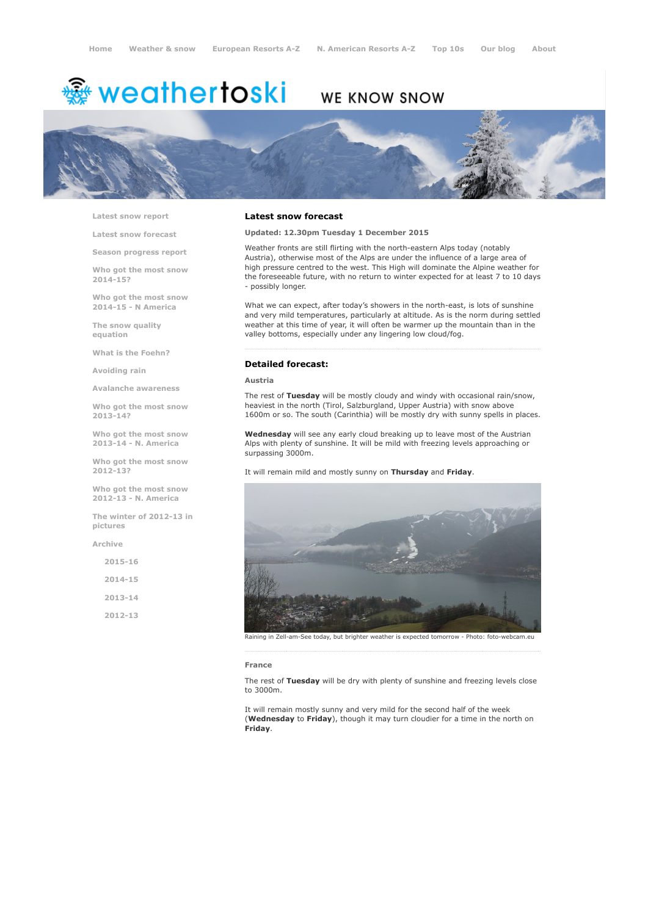Home   Weather & snow   European Resorts A-Z   N. American Resorts A-Z   Top 10s   Our blog   About

weathertoski WE KNOW SNOW

- Latest snow report
- Latest snow forecast
- Season progress report
- Who got the most snow 2014-15?
- Who got the most snow 2014-15 - N America
- The snow quality equation
- What is the Foehn?
- Avoiding rain
- Avalanche awareness
- Who got the most snow 2013-14?
- Who got the most snow 2013-14 - N. America
- Who got the most snow 2012-13?
- Who got the most snow 2012-13 - N. America
- The winter of 2012-13 in pictures
- Archive
  - 2015-16
  - 2014-15
  - 2013-14
  - 2012-13

## Latest snow forecast

**Updated: 12.30pm Tuesday 1 December 2015**

Weather fronts are still flirting with the north-eastern Alps today (notably Austria), otherwise most of the Alps are under the influence of a large area of high pressure centred to the west. This High will dominate the Alpine weather for the foreseeable future, with no return to winter expected for at least 7 to 10 days - possibly longer.

What we can expect, after today's showers in the north-east, is lots of sunshine and very mild temperatures, particularly at altitude. As is the norm during settled weather at this time of year, it will often be warmer up the mountain than in the valley bottoms, especially under any lingering low cloud/fog.

## Detailed forecast:

### Austria

The rest of **Tuesday** will be mostly cloudy and windy with occasional rain/snow, heaviest in the north (Tirol, Salzburgland, Upper Austria) with snow above 1600m or so. The south (Carinthia) will be mostly dry with sunny spells in places.

**Wednesday** will see any early cloud breaking up to leave most of the Austrian Alps with plenty of sunshine. It will be mild with freezing levels approaching or surpassing 3000m.

It will remain mild and mostly sunny on **Thursday** and **Friday**.

Raining in Zell-am-See today, but brighter weather is expected tomorrow - Photo: foto-webcam.eu

### France

The rest of **Tuesday** will be dry with plenty of sunshine and freezing levels close to 3000m.

It will remain mostly sunny and very mild for the second half of the week (**Wednesday** to **Friday**), though it may turn cloudier for a time in the north on **Friday**.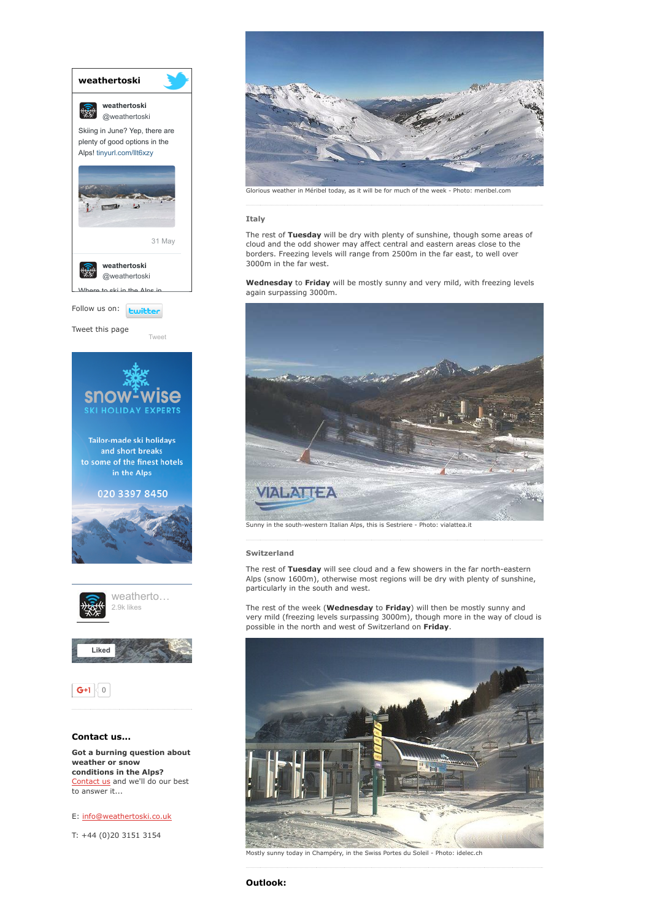**weathertoski**

weathertoski
@weathertoski

Skiing in June? Yep, there are plenty of good options in the Alps! tinyurl.com/llt6xzy

31 May

weathertoski
@weathertoski

Where to ski in the Alps in

Follow us on: twitter

Tweet this page

Tweet

snow-wise
SKI HOLIDAY EXPERTS

Tailor-made ski holidays and short breaks to some of the finest hotels in the Alps

020 3397 8450

weatherto...
2.9k likes

Liked

G+1 0

### Contact us...

**Got a burning question about weather or snow conditions in the Alps?**
Contact us and we'll do our best to answer it...

E: info@weathertoski.co.uk

T: +44 (0)20 3151 3154

Glorious weather in Méribel today, as it will be for much of the week - Photo: meribel.com

### Italy

The rest of **Tuesday** will be dry with plenty of sunshine, though some areas of cloud and the odd shower may affect central and eastern areas close to the borders. Freezing levels will range from 2500m in the far east, to well over 3000m in the far west.

**Wednesday** to **Friday** will be mostly sunny and very mild, with freezing levels again surpassing 3000m.

Sunny in the south-western Italian Alps, this is Sestriere - Photo: vialattea.it

### Switzerland

The rest of **Tuesday** will see cloud and a few showers in the far north-eastern Alps (snow 1600m), otherwise most regions will be dry with plenty of sunshine, particularly in the south and west.

The rest of the week (**Wednesday** to **Friday**) will then be mostly sunny and very mild (freezing levels surpassing 3000m), though more in the way of cloud is possible in the north and west of Switzerland on **Friday**.

Mostly sunny today in Champéry, in the Swiss Portes du Soleil - Photo: idelec.ch

### Outlook: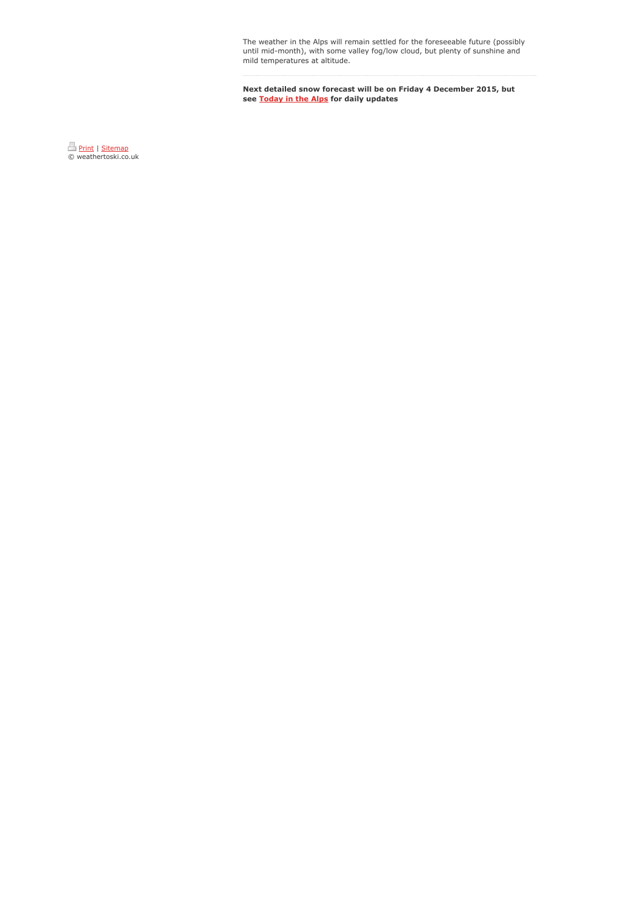The weather in the Alps will remain settled for the foreseeable future (possibly until mid-month), with some valley fog/low cloud, but plenty of sunshine and mild temperatures at altitude.

---

**Next detailed snow forecast will be on Friday 4 December 2015, but see Today in the Alps for daily updates**

Print | Sitemap
© weathertoski.co.uk